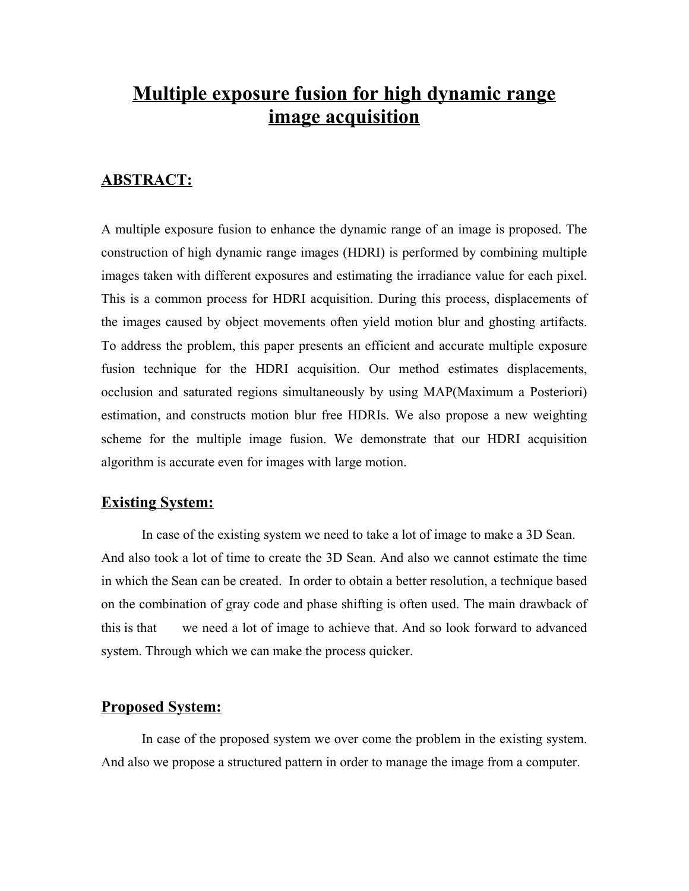# Multiple exposure fusion for high dynamic range image acquisition

## ABSTRACT:

A multiple exposure fusion to enhance the dynamic range of an image is proposed. The construction of high dynamic range images (HDRI) is performed by combining multiple images taken with different exposures and estimating the irradiance value for each pixel. This is a common process for HDRI acquisition. During this process, displacements of the images caused by object movements often yield motion blur and ghosting artifacts. To address the problem, this paper presents an efficient and accurate multiple exposure fusion technique for the HDRI acquisition. Our method estimates displacements, occlusion and saturated regions simultaneously by using MAP(Maximum a Posteriori) estimation, and constructs motion blur free HDRIs. We also propose a new weighting scheme for the multiple image fusion. We demonstrate that our HDRI acquisition algorithm is accurate even for images with large motion.

## Existing System:

In case of the existing system we need to take a lot of image to make a 3D Sean. And also took a lot of time to create the 3D Sean. And also we cannot estimate the time in which the Sean can be created. In order to obtain a better resolution, a technique based on the combination of gray code and phase shifting is often used. The main drawback of this is that we need a lot of image to achieve that. And so look forward to advanced system. Through which we can make the process quicker.

## Proposed System:

In case of the proposed system we over come the problem in the existing system. And also we propose a structured pattern in order to manage the image from a computer.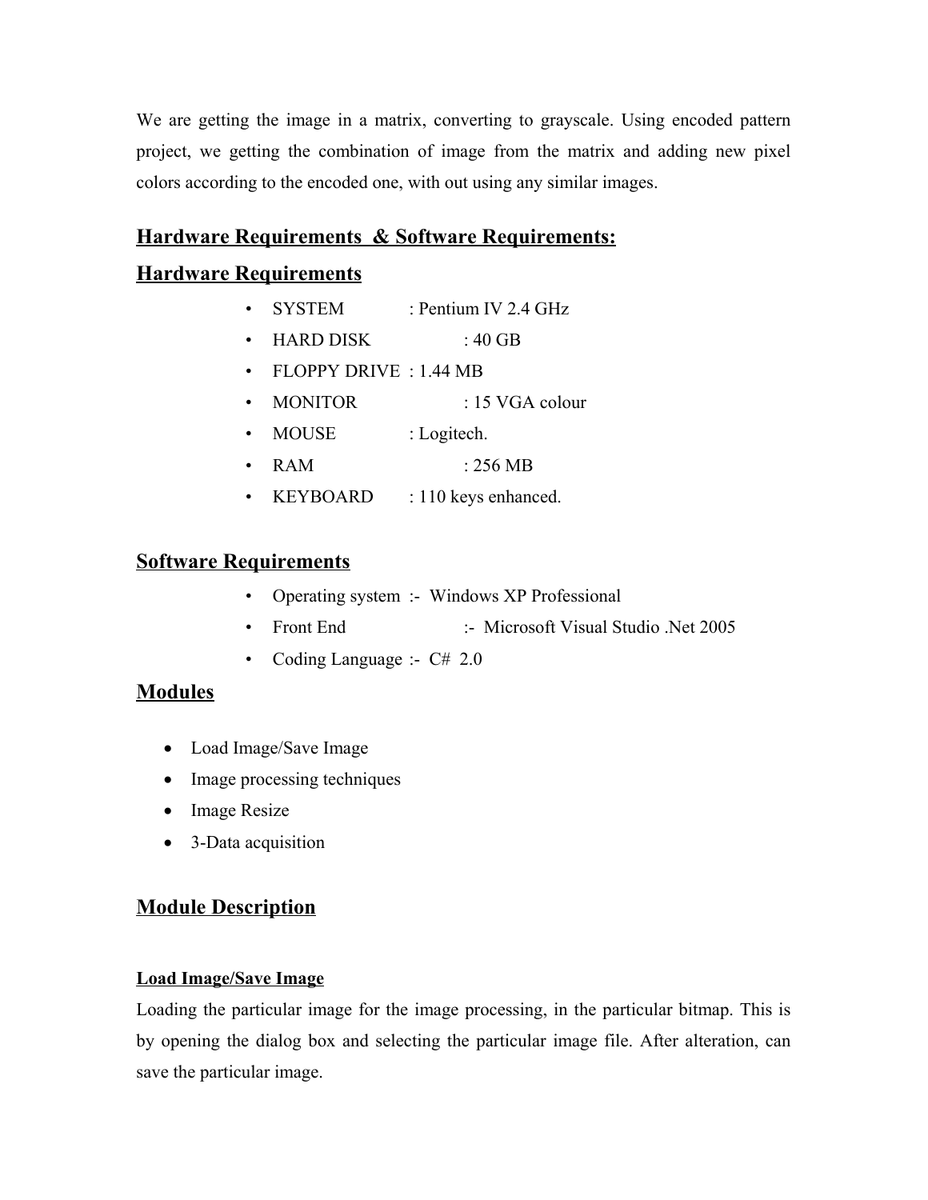We are getting the image in a matrix, converting to grayscale. Using encoded pattern project, we getting the combination of image from the matrix and adding new pixel colors according to the encoded one, with out using any similar images.

## Hardware Requirements & Software Requirements:

## Hardware Requirements

- SYSTEM : Pentium IV 2.4 GHz
- HARD DISK : 40 GB
- FLOPPY DRIVE : 1.44 MB
- MONITOR : 15 VGA colour
- MOUSE : Logitech.
- RAM : 256 MB
- KEYBOARD : 110 keys enhanced.

## Software Requirements

- Operating system :- Windows XP Professional
- Front End :- Microsoft Visual Studio .Net 2005
- Coding Language :- C# 2.0

## Modules

- Load Image/Save Image
- Image processing techniques
- Image Resize
- 3-Data acquisition

## Module Description

### Load Image/Save Image

Loading the particular image for the image processing, in the particular bitmap. This is by opening the dialog box and selecting the particular image file. After alteration, can save the particular image.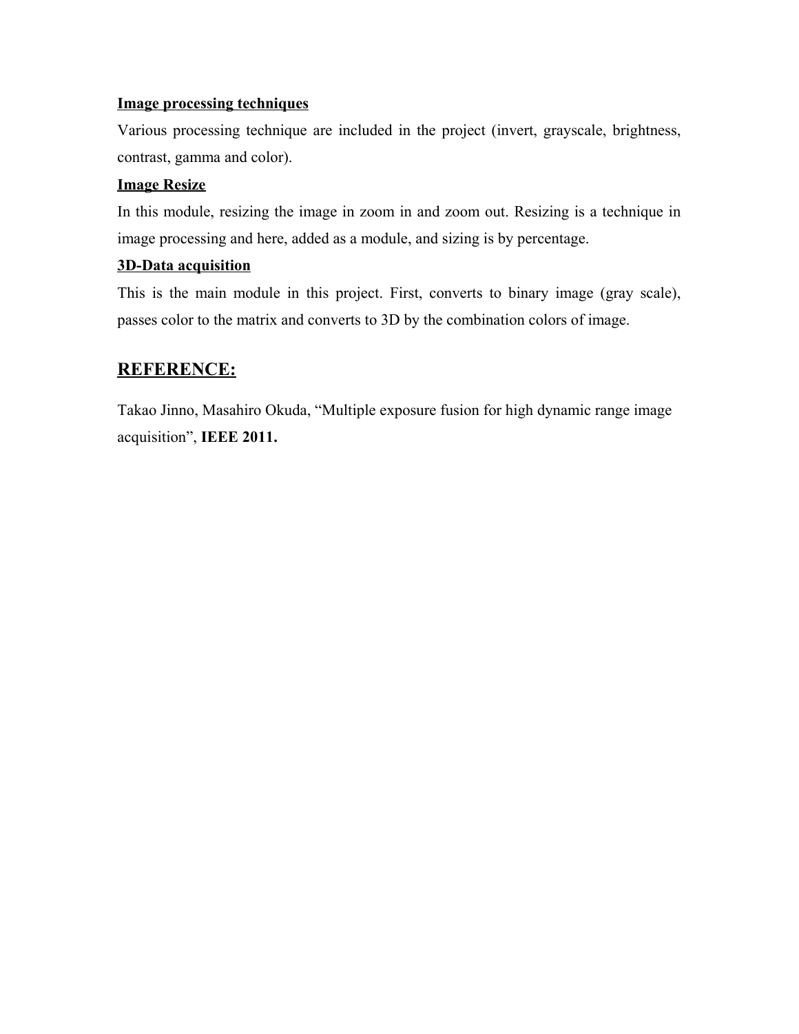**<u>Image processing techniques</u>**

Various processing technique are included in the project (invert, grayscale, brightness, contrast, gamma and color).

**<u>Image Resize</u>**

In this module, resizing the image in zoom in and zoom out. Resizing is a technique in image processing and here, added as a module, and sizing is by percentage.

**<u>3D-Data acquisition</u>**

This is the main module in this project. First, converts to binary image (gray scale), passes color to the matrix and converts to 3D by the combination colors of image.

## REFERENCE:

Takao Jinno, Masahiro Okuda, "Multiple exposure fusion for high dynamic range image acquisition", **IEEE 2011.**